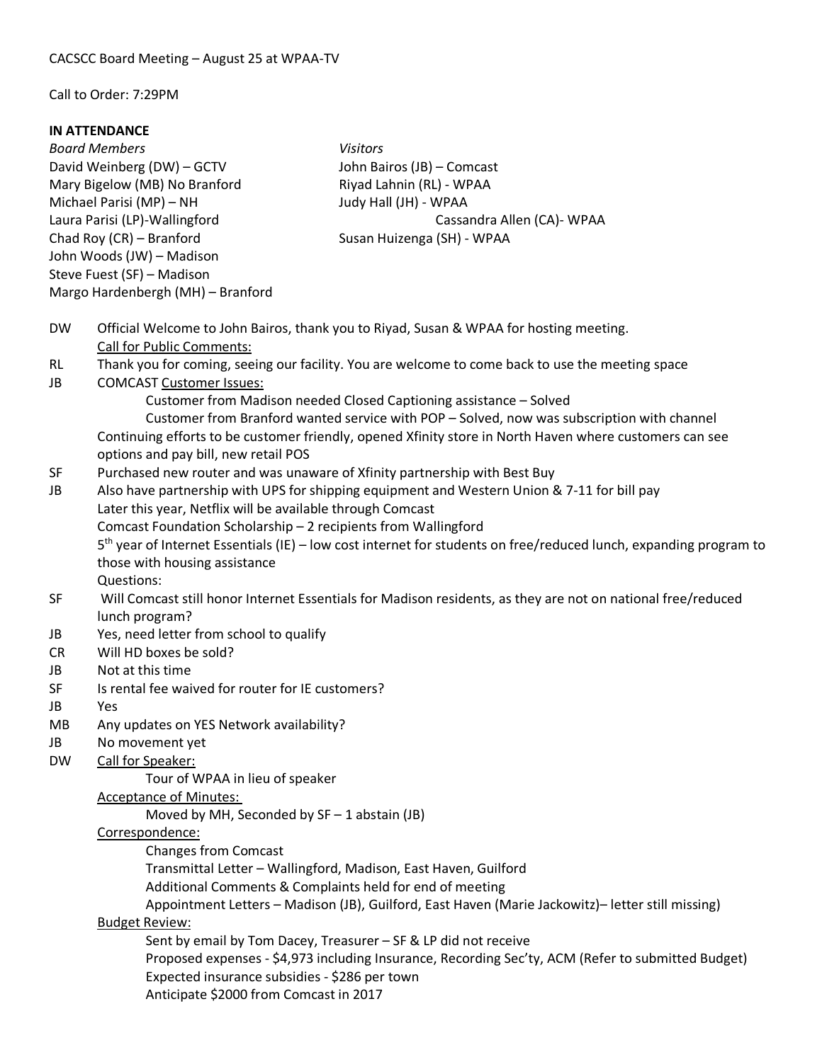CACSCC Board Meeting – August 25 at WPAA-TV

Call to Order: 7:29PM

**IN ATTENDANCE**

| *Board Members* | *Visitors* |
|---|---|
| David Weinberg (DW) – GCTV | John Bairos (JB) – Comcast |
| Mary Bigelow (MB) No Branford | Riyad Lahnin (RL) - WPAA |
| Michael Parisi (MP) – NH | Judy Hall (JH) - WPAA |
| Laura Parisi (LP)-Wallingford | Cassandra Allen (CA)- WPAA |
| Chad Roy (CR) – Branford | Susan Huizenga (SH) - WPAA |
| John Woods (JW) – Madison | |
| Steve Fuest (SF) – Madison | |
| Margo Hardenbergh (MH) – Branford | |

DW Official Welcome to John Bairos, thank you to Riyad, Susan & WPAA for hosting meeting.
Call for Public Comments:

RL Thank you for coming, seeing our facility. You are welcome to come back to use the meeting space

JB COMCAST Customer Issues:
  Customer from Madison needed Closed Captioning assistance – Solved
  Customer from Branford wanted service with POP – Solved, now was subscription with channel
Continuing efforts to be customer friendly, opened Xfinity store in North Haven where customers can see options and pay bill, new retail POS

SF Purchased new router and was unaware of Xfinity partnership with Best Buy

JB Also have partnership with UPS for shipping equipment and Western Union & 7-11 for bill pay
Later this year, Netflix will be available through Comcast
Comcast Foundation Scholarship – 2 recipients from Wallingford
5th year of Internet Essentials (IE) – low cost internet for students on free/reduced lunch, expanding program to those with housing assistance
Questions:

SF Will Comcast still honor Internet Essentials for Madison residents, as they are not on national free/reduced lunch program?

JB Yes, need letter from school to qualify

CR Will HD boxes be sold?

JB Not at this time

SF Is rental fee waived for router for IE customers?

JB Yes

MB Any updates on YES Network availability?

JB No movement yet

DW Call for Speaker:
  Tour of WPAA in lieu of speaker

Acceptance of Minutes:
  Moved by MH, Seconded by SF – 1 abstain (JB)

Correspondence:
  Changes from Comcast
  Transmittal Letter – Wallingford, Madison, East Haven, Guilford
  Additional Comments & Complaints held for end of meeting
  Appointment Letters – Madison (JB), Guilford, East Haven (Marie Jackowitz)– letter still missing)

Budget Review:
  Sent by email by Tom Dacey, Treasurer – SF & LP did not receive
  Proposed expenses - $4,973 including Insurance, Recording Sec'ty, ACM (Refer to submitted Budget)
  Expected insurance subsidies - $286 per town
  Anticipate $2000 from Comcast in 2017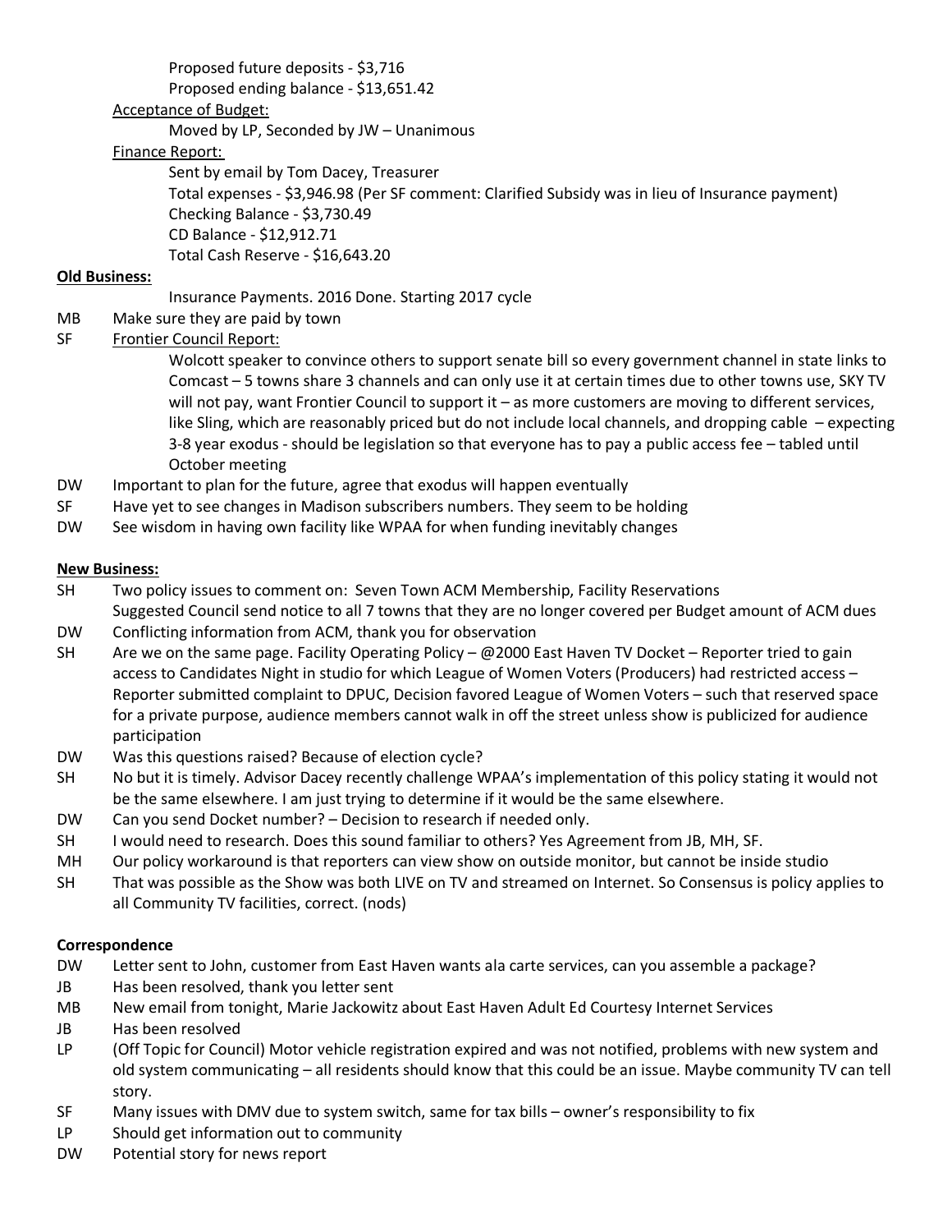Proposed future deposits - $3,716

Proposed ending balance - $13,651.42

Acceptance of Budget:

Moved by LP, Seconded by JW – Unanimous

Finance Report:

Sent by email by Tom Dacey, Treasurer

Total expenses - $3,946.98 (Per SF comment: Clarified Subsidy was in lieu of Insurance payment)

Checking Balance - $3,730.49

CD Balance - $12,912.71

Total Cash Reserve - $16,643.20

**Old Business:**

Insurance Payments. 2016 Done. Starting 2017 cycle

MB Make sure they are paid by town

SF Frontier Council Report:

Wolcott speaker to convince others to support senate bill so every government channel in state links to Comcast – 5 towns share 3 channels and can only use it at certain times due to other towns use, SKY TV will not pay, want Frontier Council to support it – as more customers are moving to different services, like Sling, which are reasonably priced but do not include local channels, and dropping cable – expecting 3-8 year exodus - should be legislation so that everyone has to pay a public access fee – tabled until October meeting

DW Important to plan for the future, agree that exodus will happen eventually

SF Have yet to see changes in Madison subscribers numbers. They seem to be holding

DW See wisdom in having own facility like WPAA for when funding inevitably changes

**New Business:**

SH Two policy issues to comment on: Seven Town ACM Membership, Facility Reservations

Suggested Council send notice to all 7 towns that they are no longer covered per Budget amount of ACM dues

DW Conflicting information from ACM, thank you for observation

SH Are we on the same page. Facility Operating Policy – @2000 East Haven TV Docket – Reporter tried to gain access to Candidates Night in studio for which League of Women Voters (Producers) had restricted access – Reporter submitted complaint to DPUC, Decision favored League of Women Voters – such that reserved space for a private purpose, audience members cannot walk in off the street unless show is publicized for audience participation

DW Was this questions raised? Because of election cycle?

SH No but it is timely. Advisor Dacey recently challenge WPAA's implementation of this policy stating it would not be the same elsewhere. I am just trying to determine if it would be the same elsewhere.

DW Can you send Docket number? – Decision to research if needed only.

SH I would need to research. Does this sound familiar to others? Yes Agreement from JB, MH, SF.

MH Our policy workaround is that reporters can view show on outside monitor, but cannot be inside studio

SH That was possible as the Show was both LIVE on TV and streamed on Internet. So Consensus is policy applies to all Community TV facilities, correct. (nods)

**Correspondence**

DW Letter sent to John, customer from East Haven wants ala carte services, can you assemble a package?

JB Has been resolved, thank you letter sent

MB New email from tonight, Marie Jackowitz about East Haven Adult Ed Courtesy Internet Services

JB Has been resolved

LP (Off Topic for Council) Motor vehicle registration expired and was not notified, problems with new system and old system communicating – all residents should know that this could be an issue. Maybe community TV can tell story.

SF Many issues with DMV due to system switch, same for tax bills – owner's responsibility to fix

LP Should get information out to community

DW Potential story for news report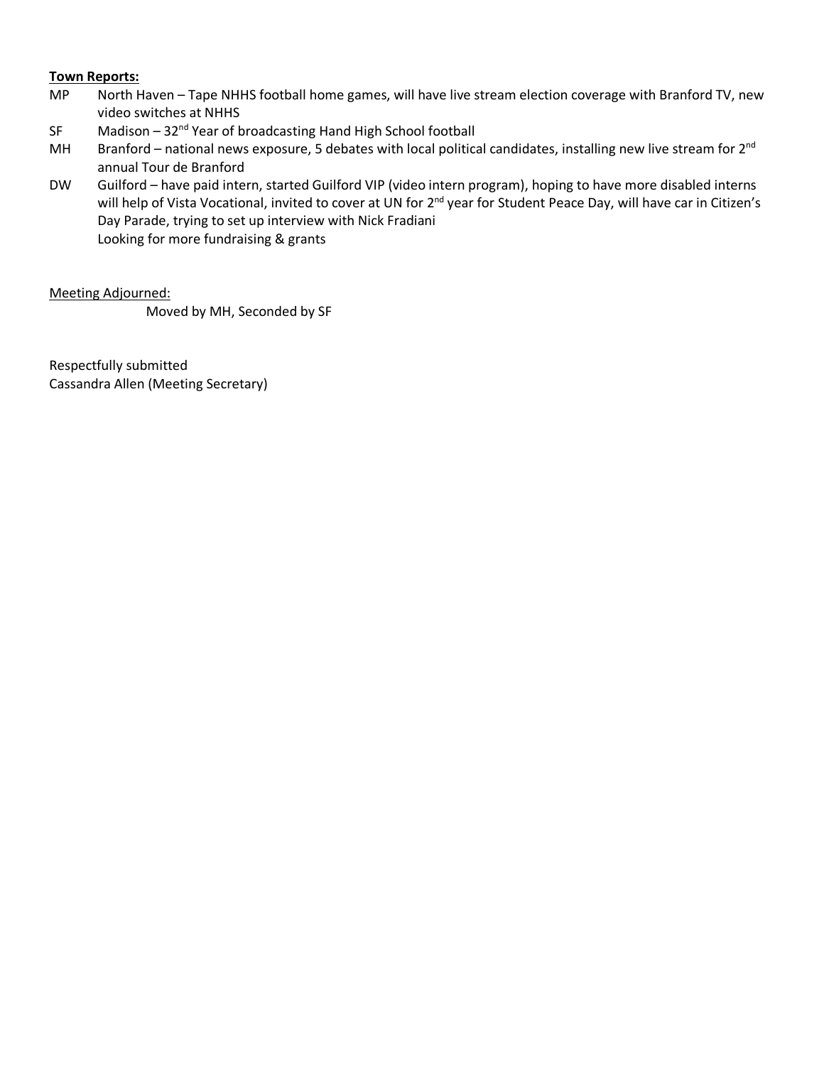**Town Reports:**

MP North Haven – Tape NHHS football home games, will have live stream election coverage with Branford TV, new video switches at NHHS

SF Madison – 32nd Year of broadcasting Hand High School football

MH Branford – national news exposure, 5 debates with local political candidates, installing new live stream for 2nd annual Tour de Branford

DW Guilford – have paid intern, started Guilford VIP (video intern program), hoping to have more disabled interns will help of Vista Vocational, invited to cover at UN for 2nd year for Student Peace Day, will have car in Citizen's Day Parade, trying to set up interview with Nick Fradiani
Looking for more fundraising & grants

Meeting Adjourned:

Moved by MH, Seconded by SF

Respectfully submitted
Cassandra Allen (Meeting Secretary)